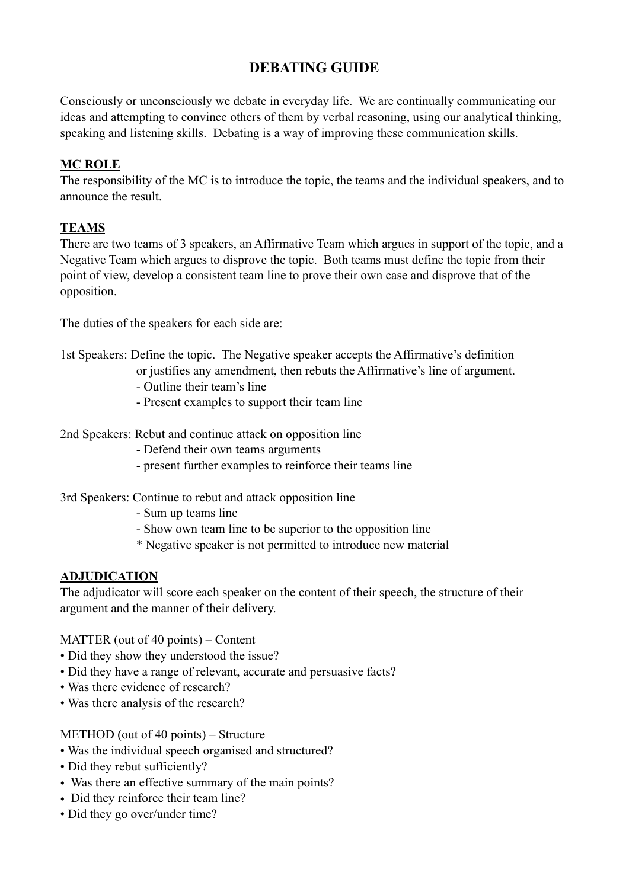# DEBATING GUIDE

Consciously or unconsciously we debate in everyday life. We are continually communicating our ideas and attempting to convince others of them by verbal reasoning, using our analytical thinking, speaking and listening skills. Debating is a way of improving these communication skills.

## MC ROLE

The responsibility of the MC is to introduce the topic, the teams and the individual speakers, and to announce the result.

## TEAMS

There are two teams of 3 speakers, an Affirmative Team which argues in support of the topic, and a Negative Team which argues to disprove the topic. Both teams must define the topic from their point of view, develop a consistent team line to prove their own case and disprove that of the opposition.

The duties of the speakers for each side are:

1st Speakers: Define the topic. The Negative speaker accepts the Affirmative's definition or justifies any amendment, then rebuts the Affirmative's line of argument.
- Outline their team's line
- Present examples to support their team line

2nd Speakers: Rebut and continue attack on opposition line
- Defend their own teams arguments
- present further examples to reinforce their teams line

3rd Speakers: Continue to rebut and attack opposition line
- Sum up teams line
- Show own team line to be superior to the opposition line

\* Negative speaker is not permitted to introduce new material

## ADJUDICATION

The adjudicator will score each speaker on the content of their speech, the structure of their argument and the manner of their delivery.

MATTER (out of 40 points) – Content
- Did they show they understood the issue?
- Did they have a range of relevant, accurate and persuasive facts?
- Was there evidence of research?
- Was there analysis of the research?

METHOD (out of 40 points) – Structure
- Was the individual speech organised and structured?
- Did they rebut sufficiently?
- Was there an effective summary of the main points?
- Did they reinforce their team line?
- Did they go over/under time?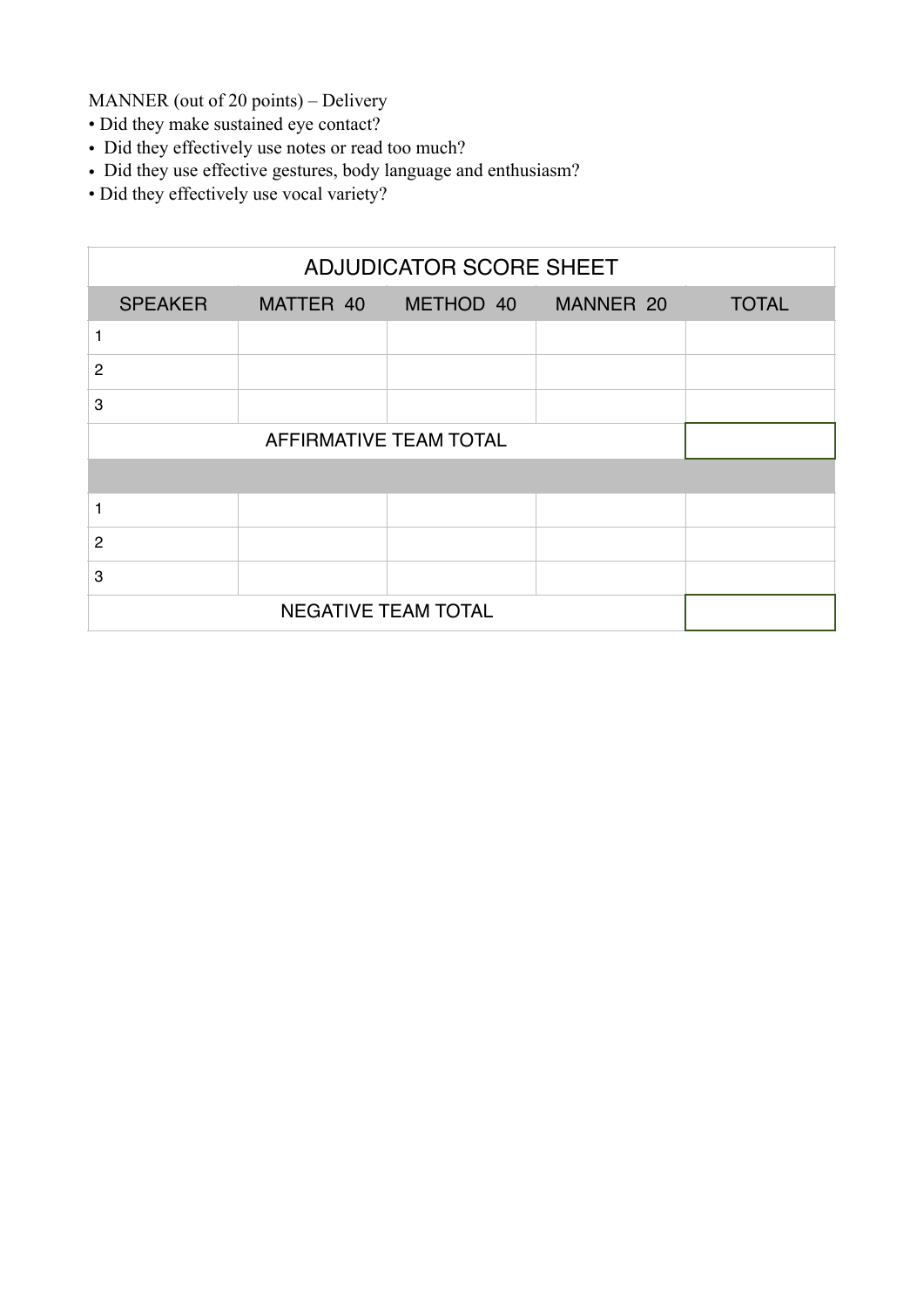MANNER (out of 20 points) – Delivery

- Did they make sustained eye contact?
- Did they effectively use notes or read too much?
- Did they use effective gestures, body language and enthusiasm?
- Did they effectively use vocal variety?

| ADJUDICATOR SCORE SHEET | | | | |
|---|---|---|---|---|
| SPEAKER | MATTER 40 | METHOD 40 | MANNER 20 | TOTAL |
| 1 | | | | |
| 2 | | | | |
| 3 | | | | |
| AFFIRMATIVE TEAM TOTAL | | | | |
| | | | | |
| 1 | | | | |
| 2 | | | | |
| 3 | | | | |
| NEGATIVE TEAM TOTAL | | | | |